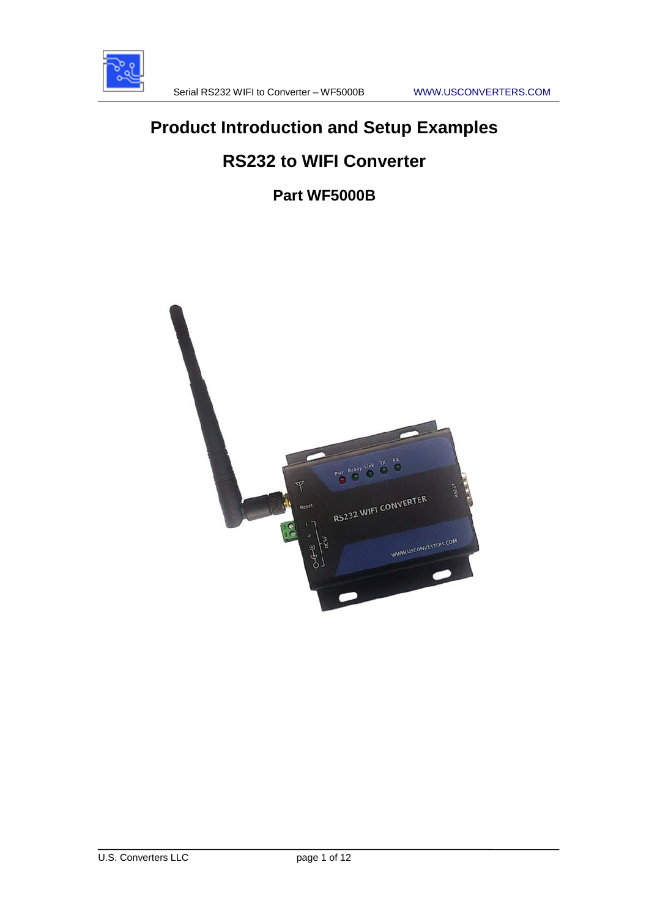# Product Introduction and Setup Examples

## RS232 to WIFI Converter

### Part WF5000B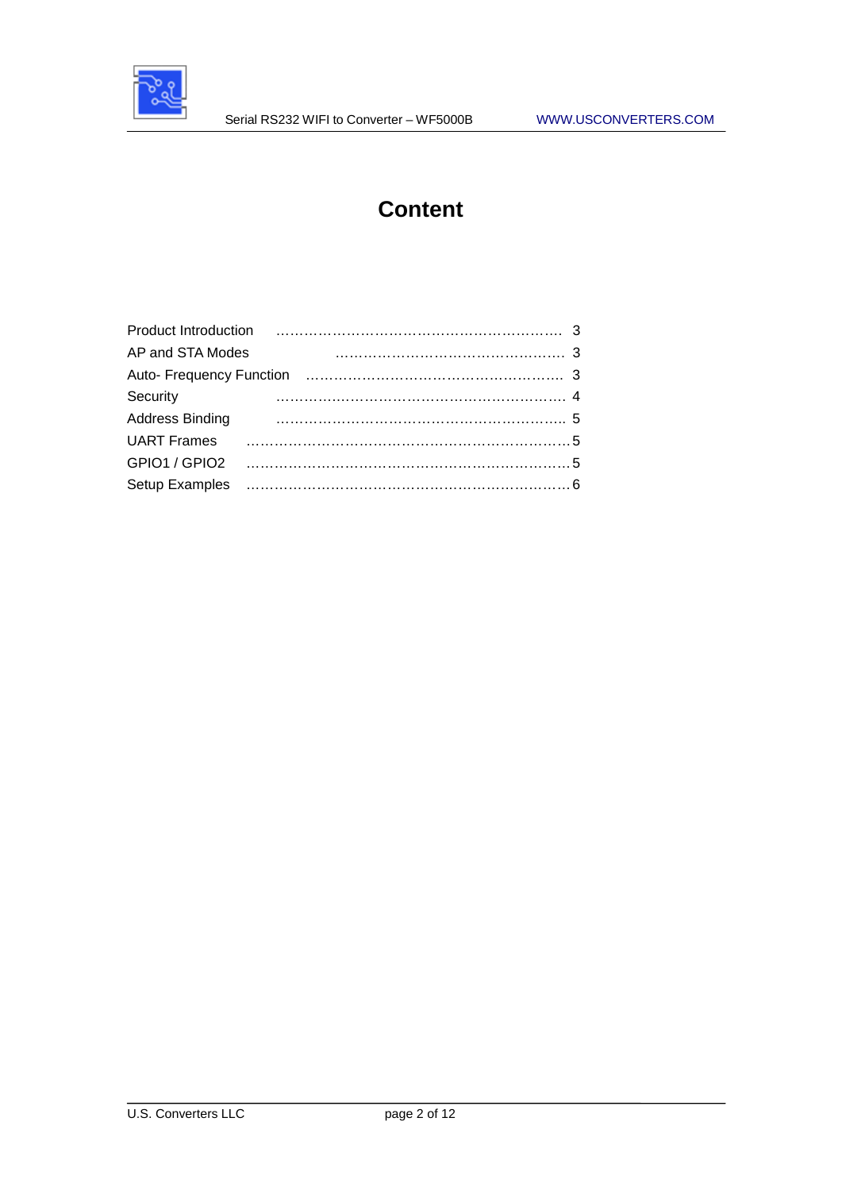# Content

| | |
|---|---|
| Product Introduction | 3 |
| AP and STA Modes | 3 |
| Auto- Frequency Function | 3 |
| Security | 4 |
| Address Binding | 5 |
| UART Frames | 5 |
| GPIO1 / GPIO2 | 5 |
| Setup Examples | 6 |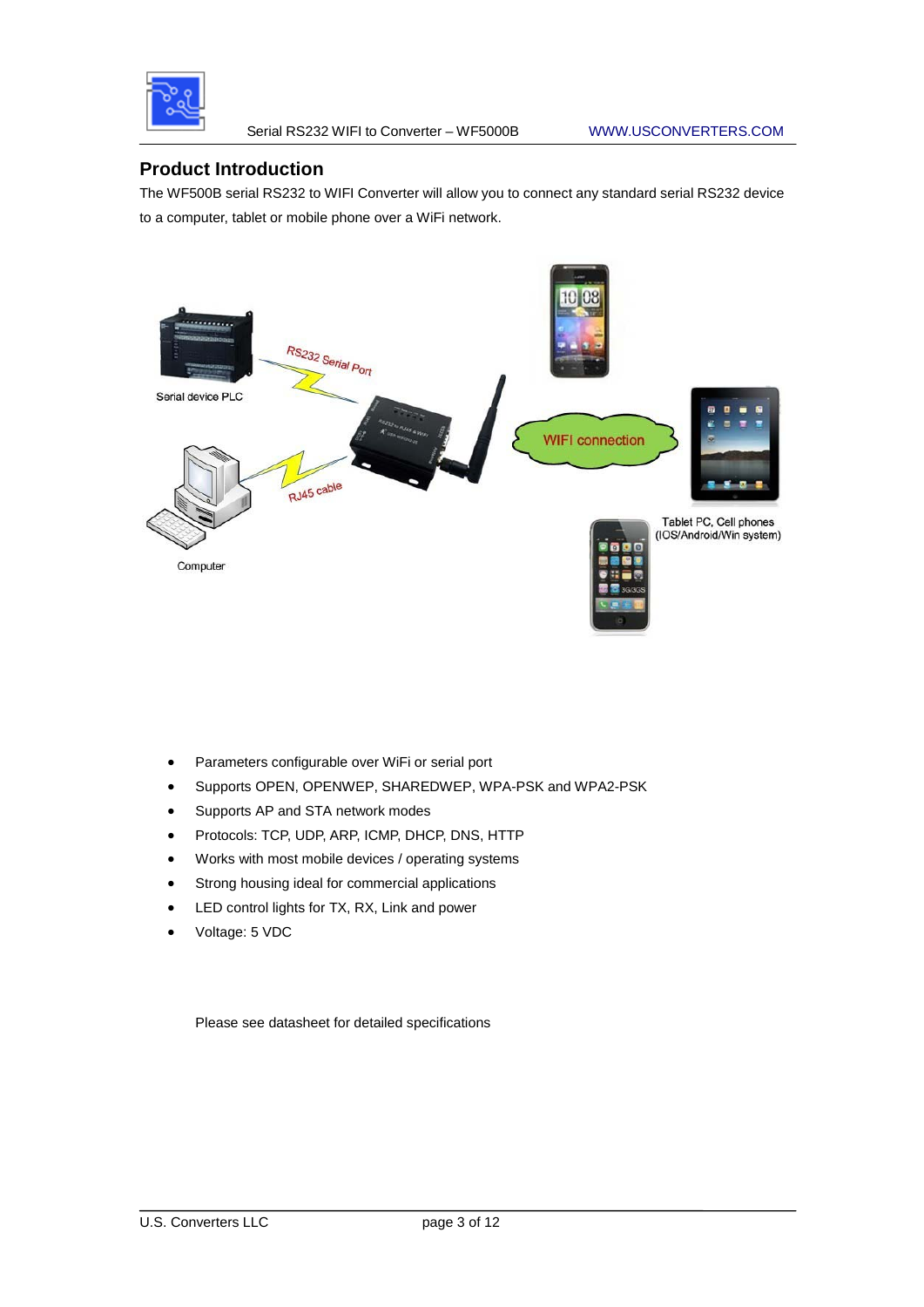## Product Introduction

The WF500B serial RS232 to WIFI Converter will allow you to connect any standard serial RS232 device to a computer, tablet or mobile phone over a WiFi network.

- Parameters configurable over WiFi or serial port
- Supports OPEN, OPENWEP, SHAREDWEP, WPA-PSK and WPA2-PSK
- Supports AP and STA network modes
- Protocols: TCP, UDP, ARP, ICMP, DHCP, DNS, HTTP
- Works with most mobile devices / operating systems
- Strong housing ideal for commercial applications
- LED control lights for TX, RX, Link and power
- Voltage: 5 VDC

Please see datasheet for detailed specifications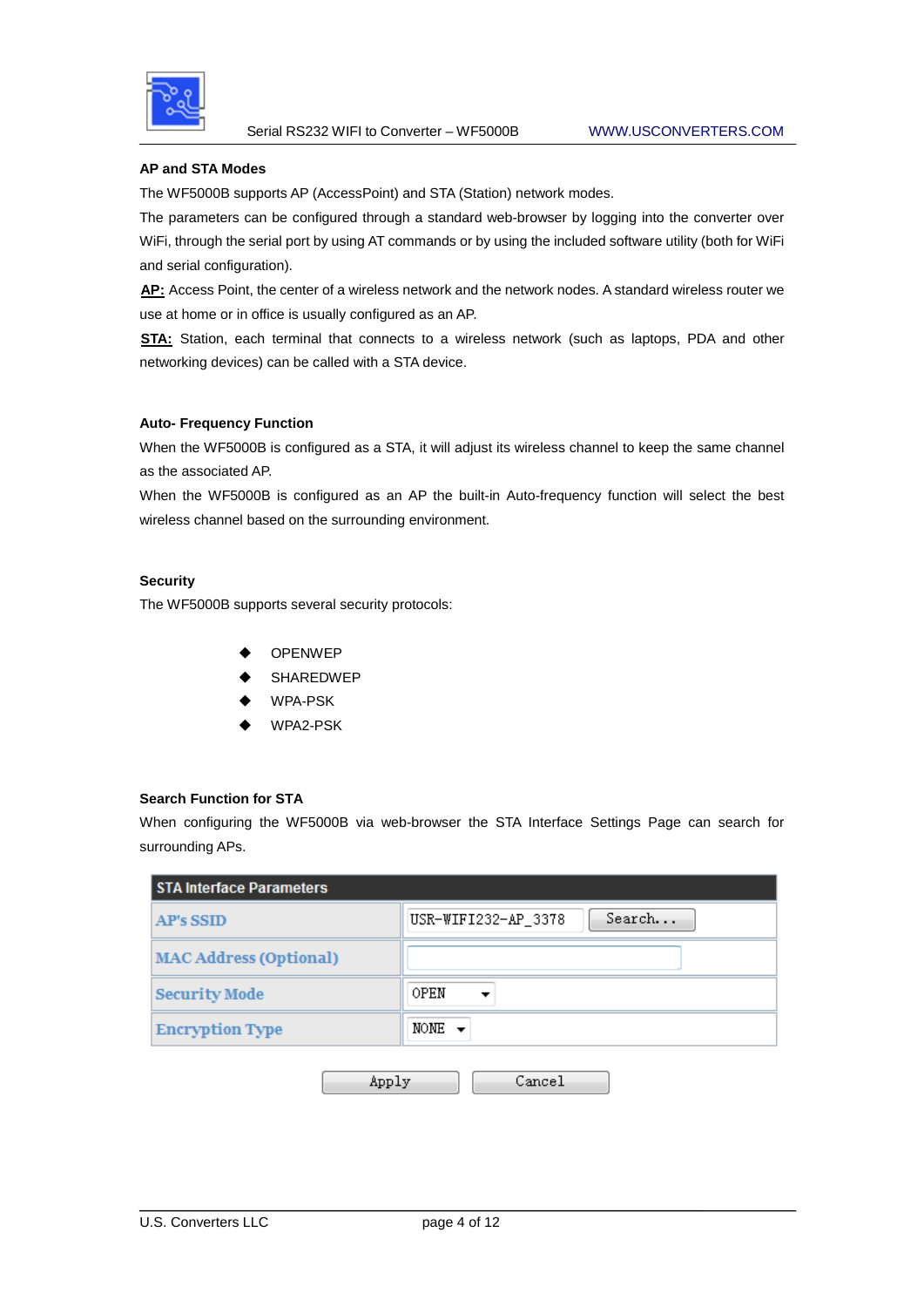### AP and STA Modes

The WF5000B supports AP (AccessPoint) and STA (Station) network modes.

The parameters can be configured through a standard web-browser by logging into the converter over WiFi, through the serial port by using AT commands or by using the included software utility (both for WiFi and serial configuration).

**AP:** Access Point, the center of a wireless network and the network nodes. A standard wireless router we use at home or in office is usually configured as an AP.

**STA:** Station, each terminal that connects to a wireless network (such as laptops, PDA and other networking devices) can be called with a STA device.

### Auto- Frequency Function

When the WF5000B is configured as a STA, it will adjust its wireless channel to keep the same channel as the associated AP.

When the WF5000B is configured as an AP the built-in Auto-frequency function will select the best wireless channel based on the surrounding environment.

### Security

The WF5000B supports several security protocols:

- OPENWEP
- SHAREDWEP
- WPA-PSK
- WPA2-PSK

### Search Function for STA

When configuring the WF5000B via web-browser the STA Interface Settings Page can search for surrounding APs.

| STA Interface Parameters | |
|---|---|
| AP's SSID | USR-WIFI232-AP_3378 [Search...] |
| MAC Address (Optional) | |
| Security Mode | OPEN |
| Encryption Type | NONE |

[Apply] [Cancel]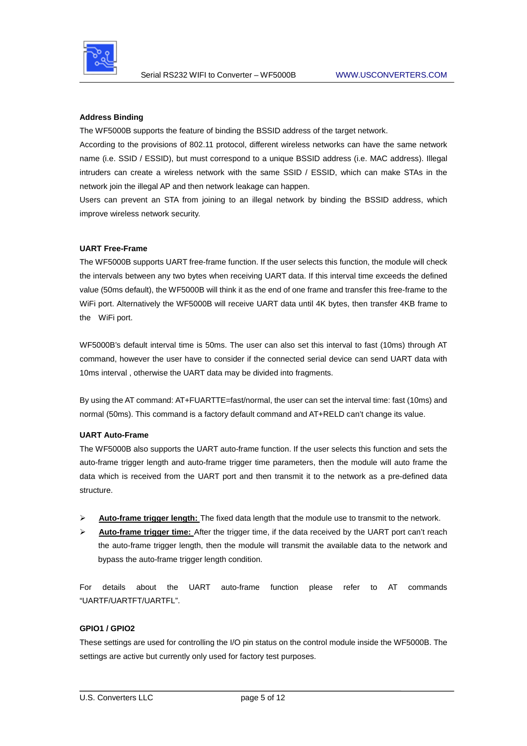**Address Binding**

The WF5000B supports the feature of binding the BSSID address of the target network.

According to the provisions of 802.11 protocol, different wireless networks can have the same network name (i.e. SSID / ESSID), but must correspond to a unique BSSID address (i.e. MAC address). Illegal intruders can create a wireless network with the same SSID / ESSID, which can make STAs in the network join the illegal AP and then network leakage can happen.

Users can prevent an STA from joining to an illegal network by binding the BSSID address, which improve wireless network security.

**UART Free-Frame**

The WF5000B supports UART free-frame function. If the user selects this function, the module will check the intervals between any two bytes when receiving UART data. If this interval time exceeds the defined value (50ms default), the WF5000B will think it as the end of one frame and transfer this free-frame to the WiFi port. Alternatively the WF5000B will receive UART data until 4K bytes, then transfer 4KB frame to the WiFi port.

WF5000B's default interval time is 50ms. The user can also set this interval to fast (10ms) through AT command, however the user have to consider if the connected serial device can send UART data with 10ms interval , otherwise the UART data may be divided into fragments.

By using the AT command: AT+FUARTTE=fast/normal, the user can set the interval time: fast (10ms) and normal (50ms). This command is a factory default command and AT+RELD can't change its value.

**UART Auto-Frame**

The WF5000B also supports the UART auto-frame function. If the user selects this function and sets the auto-frame trigger length and auto-frame trigger time parameters, then the module will auto frame the data which is received from the UART port and then transmit it to the network as a pre-defined data structure.

- **Auto-frame trigger length:** The fixed data length that the module use to transmit to the network.
- **Auto-frame trigger time:** After the trigger time, if the data received by the UART port can't reach the auto-frame trigger length, then the module will transmit the available data to the network and bypass the auto-frame trigger length condition.

For details about the UART auto-frame function please refer to AT commands "UARTF/UARTFT/UARTFL".

**GPIO1 / GPIO2**

These settings are used for controlling the I/O pin status on the control module inside the WF5000B. The settings are active but currently only used for factory test purposes.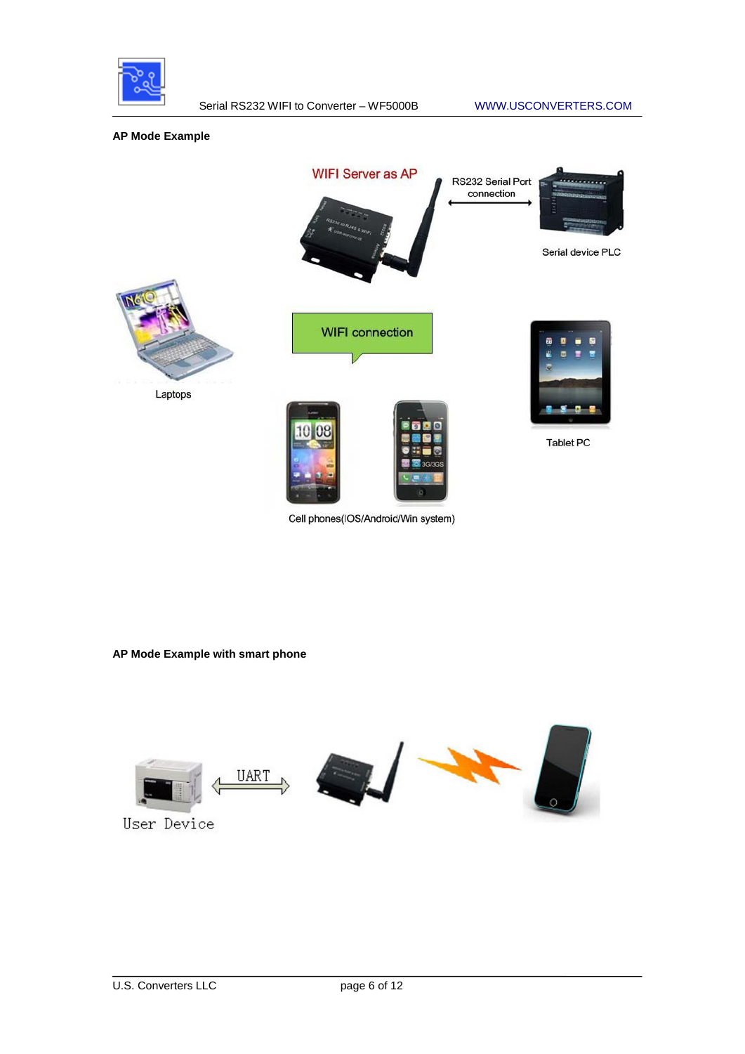**AP Mode Example**

WIFI Server as AP

RS232 Serial Port connection

Serial device PLC

WIFI connection

Laptops

Tablet PC

Cell phones(IOS/Android/Win system)

**AP Mode Example with smart phone**

UART

User Device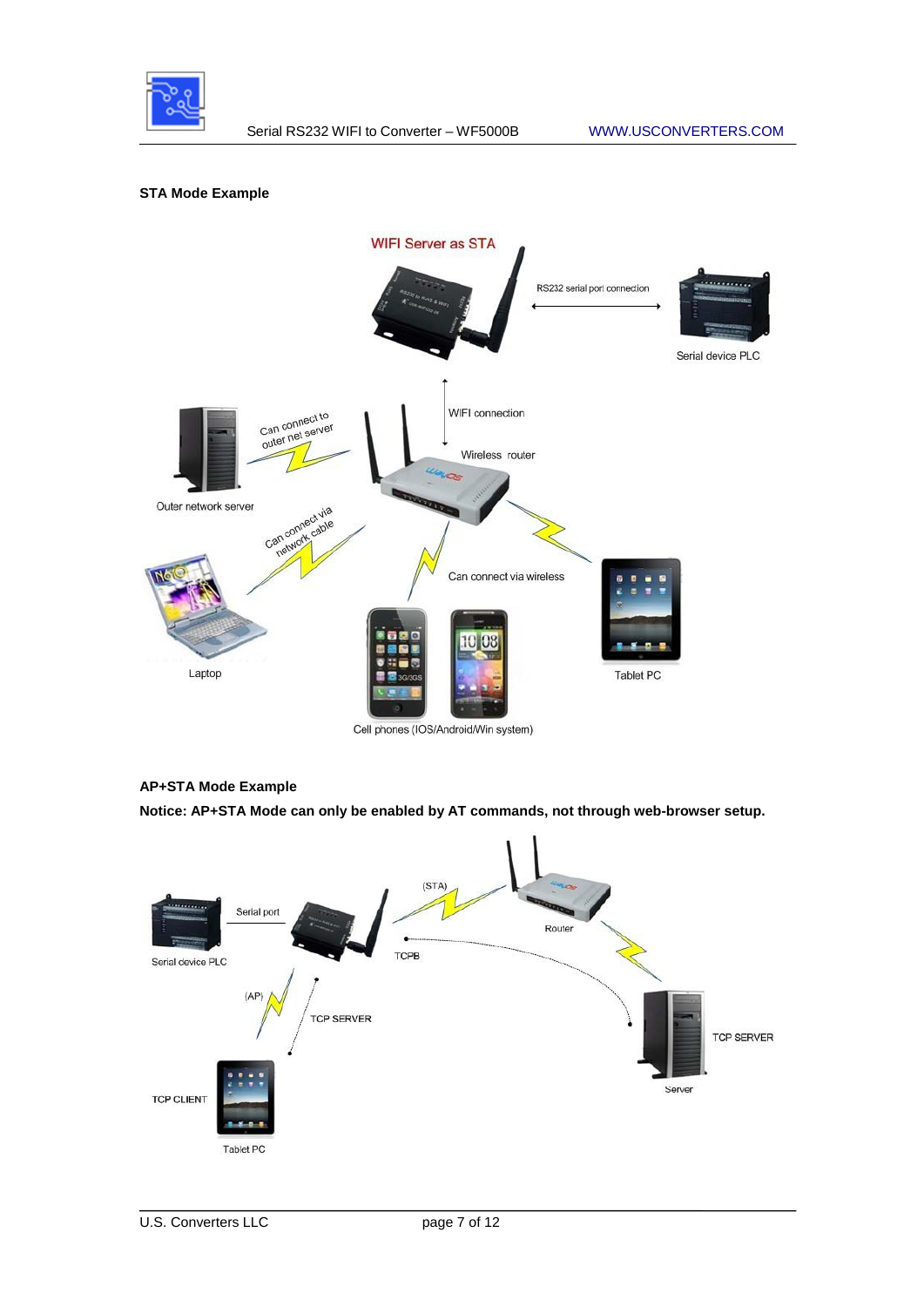**STA Mode Example**

WIFI Server as STA

RS232 serial port connection

Serial device PLC

WIFI connection

Can connect to outer net server

Wireless router

Outer network server

Can connect via network cable

Can connect via wireless

Laptop

Tablet PC

Cell phones (IOS/Android/Win system)

**AP+STA Mode Example**

**Notice: AP+STA Mode can only be enabled by AT commands, not through web-browser setup.**

Serial port

(STA)

Router

Serial device PLC

TCPB

(AP)

TCP SERVER

TCP SERVER

Server

TCP CLIENT

Tablet PC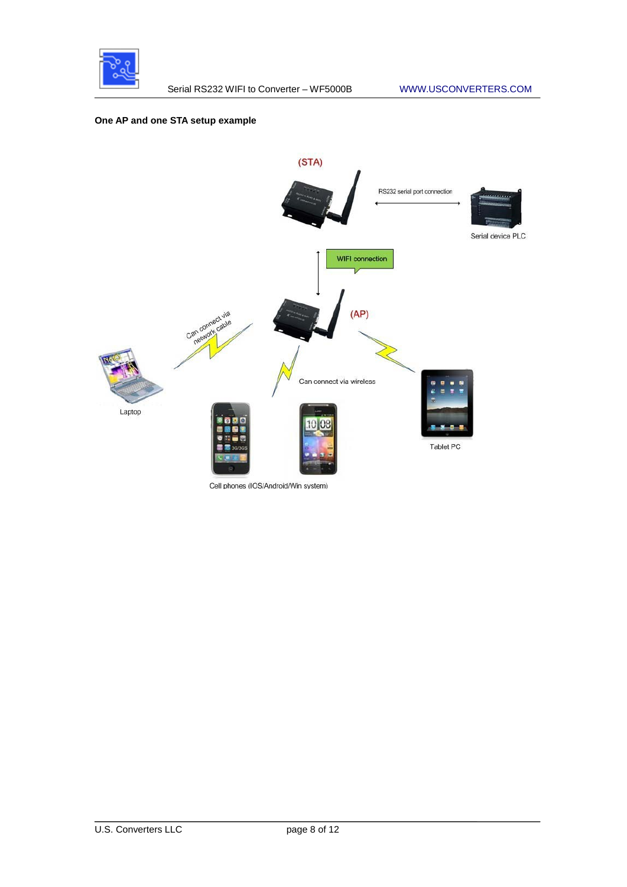**One AP and one STA setup example**

(STA)

RS232 serial port connection

Serial device PLC

WIFI connection

(AP)

Can connect via network cable

Can connect via wireless

Laptop

Tablet PC

Cell phones (IOS/Android/Win system)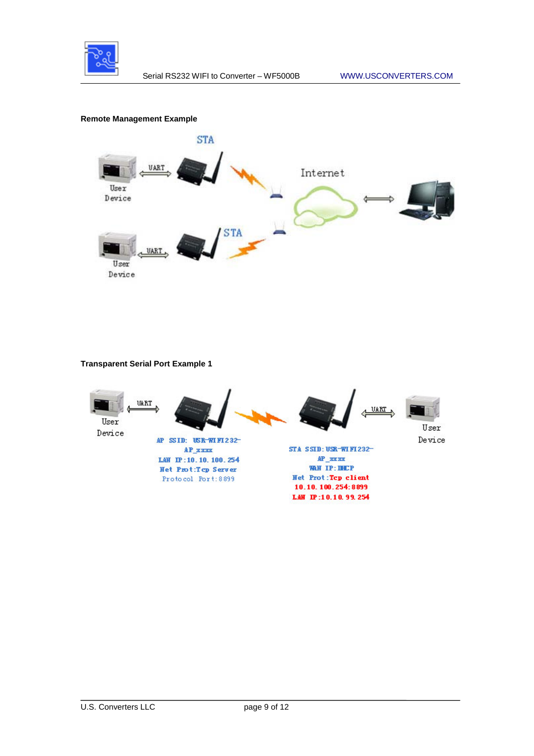**Remote Management Example**

**Transparent Serial Port Example 1**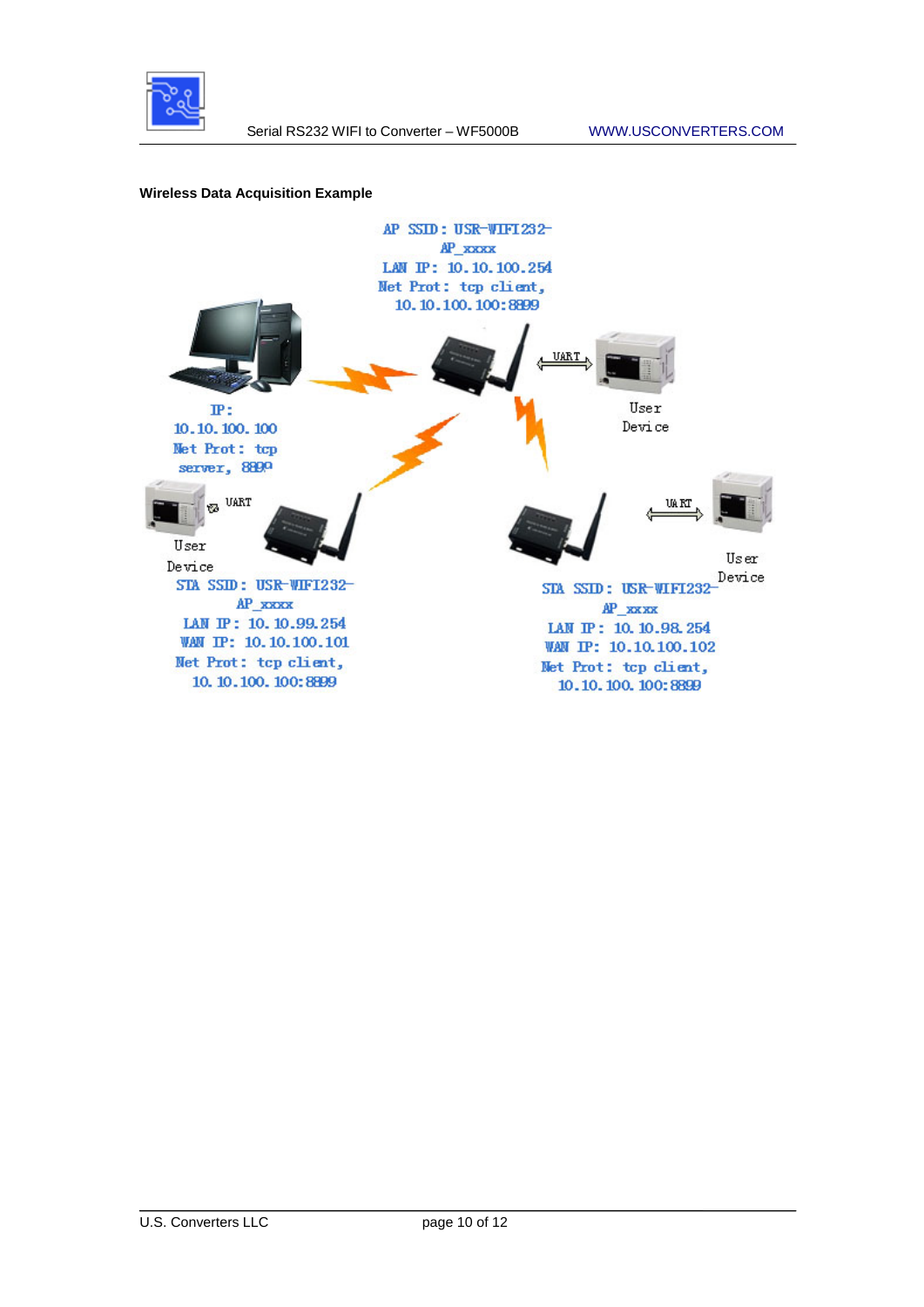**Wireless Data Acquisition Example**

AP SSID: USR-WIFI232-AP_xxxx
LAN IP: 10.10.100.254
Net Prot: tcp client, 10.10.100.100:8899

IP: 10.10.100.100
Net Prot: tcp server, 8899

UART

User Device

STA SSID: USR-WIFI232-AP_xxxx
LAN IP: 10.10.99.254
WAN IP: 10.10.100.101
Net Prot: tcp client, 10.10.100.100:8899

STA SSID: USR-WIFI232-AP_xxxx
LAN IP: 10.10.98.254
WAN IP: 10.10.100.102
Net Prot: tcp client, 10.10.100.100:8899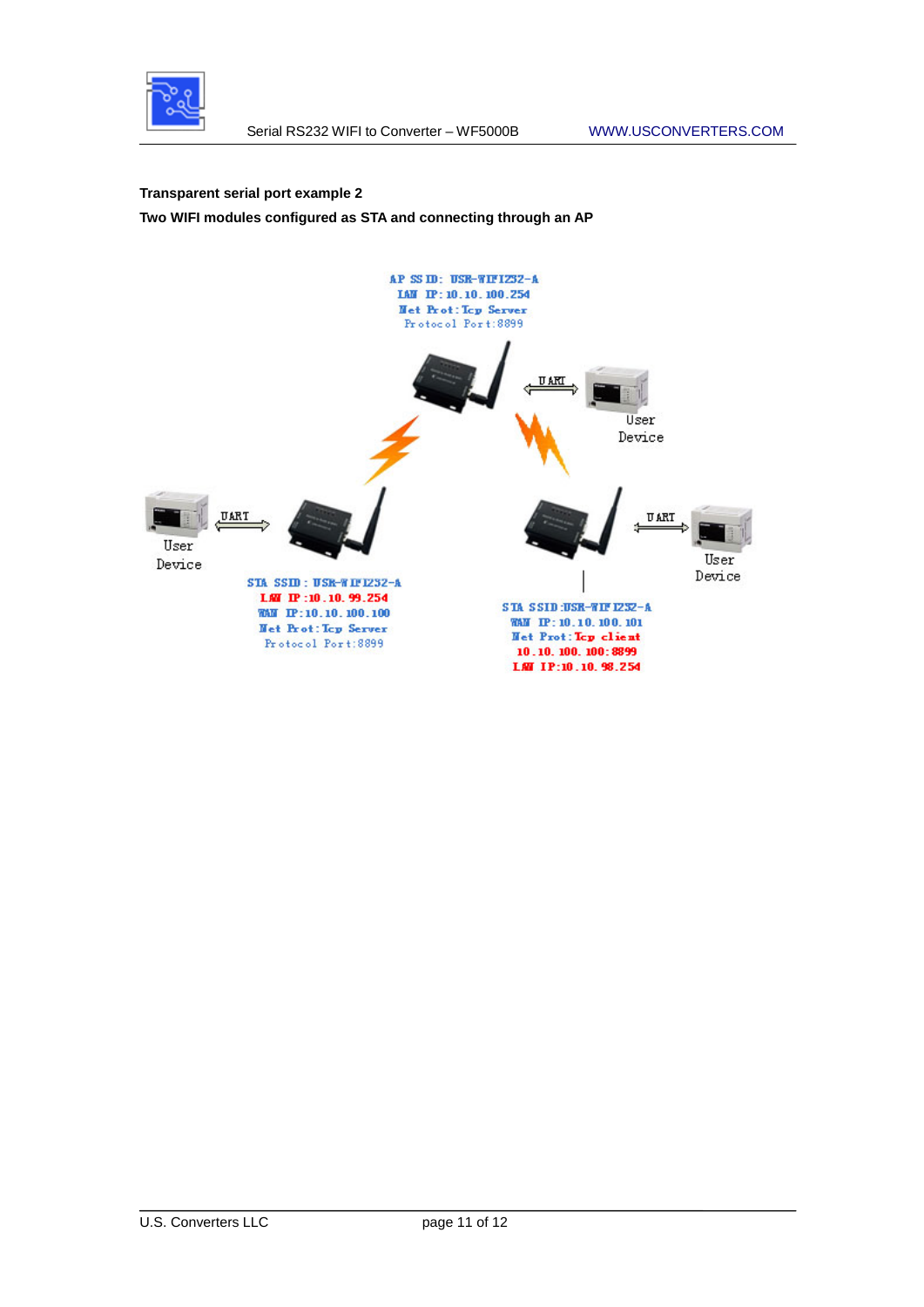**Transparent serial port example 2**

**Two WIFI modules configured as STA and connecting through an AP**

AP SSID: USR-WIFI232-A
LAN IP: 10.10.100.254
Net Prot: Tcp Server
Protocol Port: 8899

UART

User Device

User Device

UART

UART

User Device

STA SSID: USR-WIFI232-A
LAN IP: 10.10.99.254
WAN IP: 10.10.100.100
Net Prot: Tcp Server
Protocol Port: 8899

STA SSID: USR-WIFI232-A
WAN IP: 10.10.100.101
Net Prot: Tcp client
10.10.100.100:8899
LAN IP: 10.10.98.254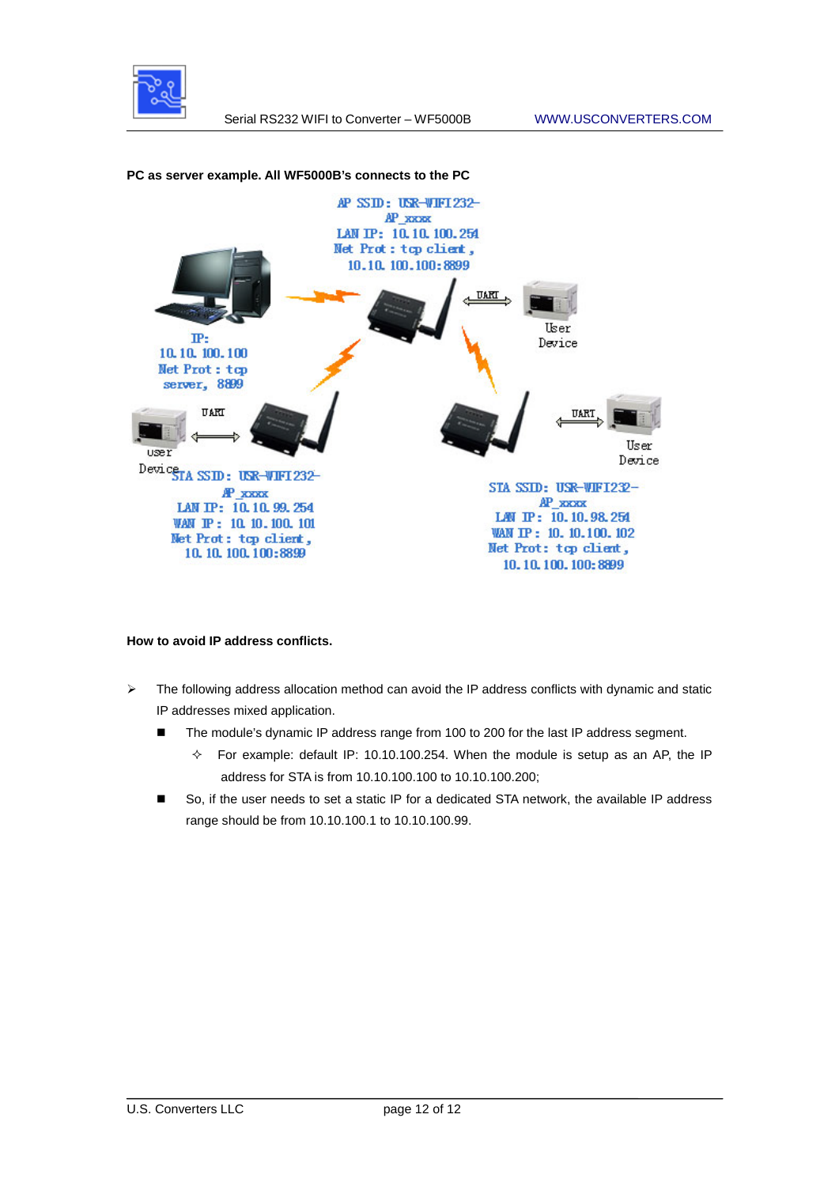**PC as server example. All WF5000B's connects to the PC**

AP SSID: USR-WIFI232-AP_xxxx
LAN IP: 10.10.100.254
Net Prot: tcp client,
10.10.100.100:8899

UART

User Device

IP:
10.10.100.100
Net Prot: tcp server, 8899

UART

user Device

STA SSID: USR-WIFI232-AP_xxxx
LAN IP: 10.10.99.254
WAN IP: 10.10.100.101
Net Prot: tcp client,
10.10.100.100:8899

UART

User Device

STA SSID: USR-WIFI232-AP_xxxx
LAN IP: 10.10.98.254
WAN IP: 10.10.100.102
Net Prot: tcp client,
10.10.100.100:8899

**How to avoid IP address conflicts.**

- The following address allocation method can avoid the IP address conflicts with dynamic and static IP addresses mixed application.
  - The module's dynamic IP address range from 100 to 200 for the last IP address segment.
    - For example: default IP: 10.10.100.254. When the module is setup as an AP, the IP address for STA is from 10.10.100.100 to 10.10.100.200;
  - So, if the user needs to set a static IP for a dedicated STA network, the available IP address range should be from 10.10.100.1 to 10.10.100.99.